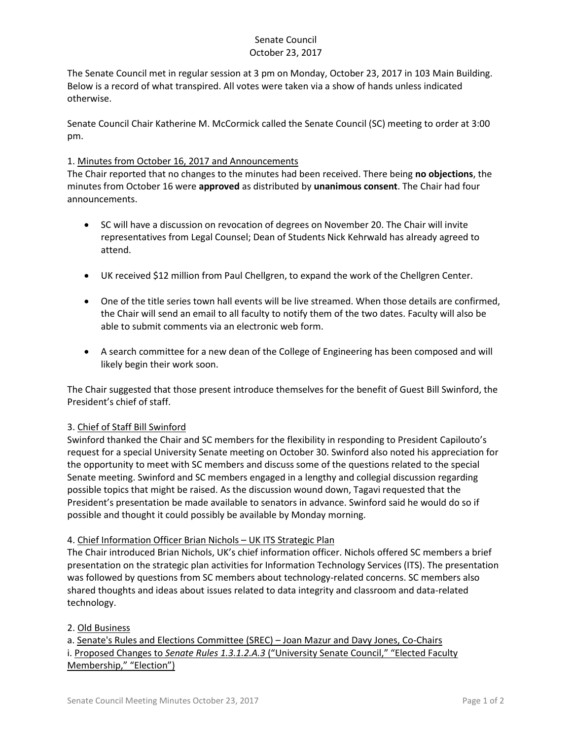# Senate Council
## October 23, 2017

The Senate Council met in regular session at 3 pm on Monday, October 23, 2017 in 103 Main Building. Below is a record of what transpired. All votes were taken via a show of hands unless indicated otherwise.

Senate Council Chair Katherine M. McCormick called the Senate Council (SC) meeting to order at 3:00 pm.

1. Minutes from October 16, 2017 and Announcements

The Chair reported that no changes to the minutes had been received. There being **no objections**, the minutes from October 16 were **approved** as distributed by **unanimous consent**. The Chair had four announcements.

- SC will have a discussion on revocation of degrees on November 20. The Chair will invite representatives from Legal Counsel; Dean of Students Nick Kehrwald has already agreed to attend.
- UK received $12 million from Paul Chellgren, to expand the work of the Chellgren Center.
- One of the title series town hall events will be live streamed. When those details are confirmed, the Chair will send an email to all faculty to notify them of the two dates. Faculty will also be able to submit comments via an electronic web form.
- A search committee for a new dean of the College of Engineering has been composed and will likely begin their work soon.

The Chair suggested that those present introduce themselves for the benefit of Guest Bill Swinford, the President's chief of staff.

3. Chief of Staff Bill Swinford

Swinford thanked the Chair and SC members for the flexibility in responding to President Capilouto's request for a special University Senate meeting on October 30. Swinford also noted his appreciation for the opportunity to meet with SC members and discuss some of the questions related to the special Senate meeting. Swinford and SC members engaged in a lengthy and collegial discussion regarding possible topics that might be raised. As the discussion wound down, Tagavi requested that the President's presentation be made available to senators in advance. Swinford said he would do so if possible and thought it could possibly be available by Monday morning.

4. Chief Information Officer Brian Nichols – UK ITS Strategic Plan

The Chair introduced Brian Nichols, UK's chief information officer. Nichols offered SC members a brief presentation on the strategic plan activities for Information Technology Services (ITS). The presentation was followed by questions from SC members about technology-related concerns. SC members also shared thoughts and ideas about issues related to data integrity and classroom and data-related technology.

2. Old Business

a. Senate's Rules and Elections Committee (SREC) – Joan Mazur and Davy Jones, Co-Chairs

i. Proposed Changes to *Senate Rules 1.3.1.2.A.3* ("University Senate Council," "Elected Faculty Membership," "Election")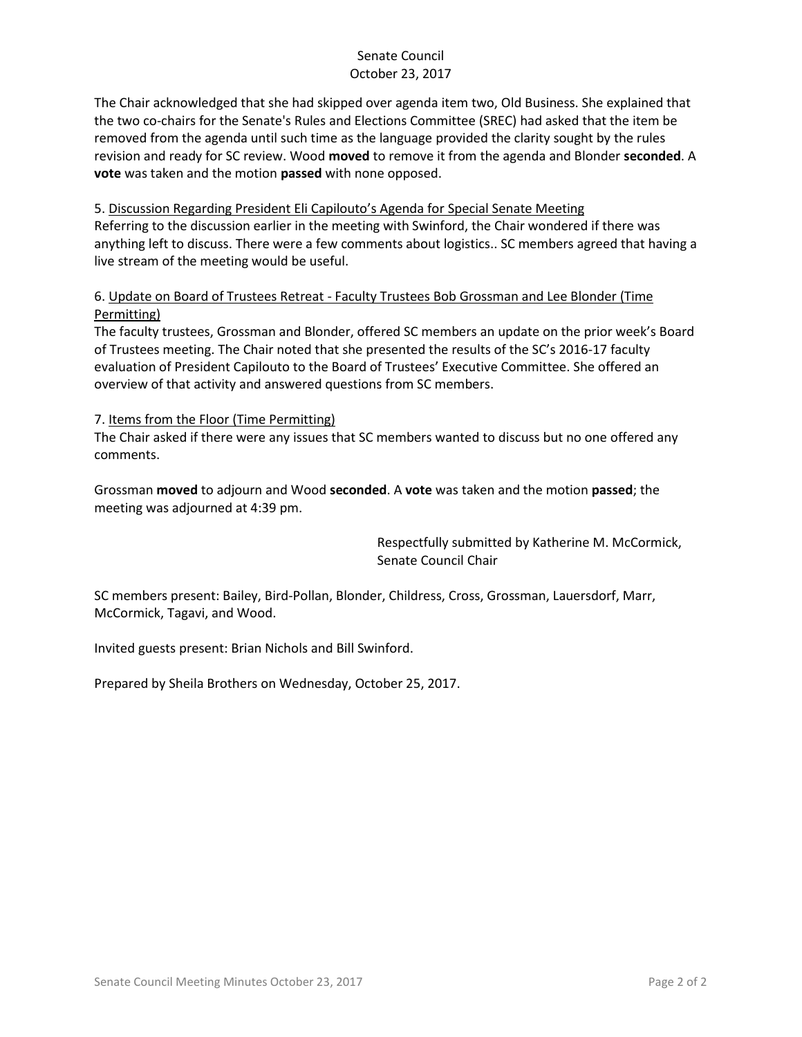Senate Council
October 23, 2017

The Chair acknowledged that she had skipped over agenda item two, Old Business. She explained that the two co-chairs for the Senate's Rules and Elections Committee (SREC) had asked that the item be removed from the agenda until such time as the language provided the clarity sought by the rules revision and ready for SC review. Wood **moved** to remove it from the agenda and Blonder **seconded**. A **vote** was taken and the motion **passed** with none opposed.

5. Discussion Regarding President Eli Capilouto's Agenda for Special Senate Meeting
Referring to the discussion earlier in the meeting with Swinford, the Chair wondered if there was anything left to discuss. There were a few comments about logistics.. SC members agreed that having a live stream of the meeting would be useful.

6. Update on Board of Trustees Retreat - Faculty Trustees Bob Grossman and Lee Blonder (Time Permitting)
The faculty trustees, Grossman and Blonder, offered SC members an update on the prior week's Board of Trustees meeting. The Chair noted that she presented the results of the SC's 2016-17 faculty evaluation of President Capilouto to the Board of Trustees' Executive Committee. She offered an overview of that activity and answered questions from SC members.

7. Items from the Floor (Time Permitting)
The Chair asked if there were any issues that SC members wanted to discuss but no one offered any comments.

Grossman **moved** to adjourn and Wood **seconded**. A **vote** was taken and the motion **passed**; the meeting was adjourned at 4:39 pm.

Respectfully submitted by Katherine M. McCormick,
Senate Council Chair

SC members present: Bailey, Bird-Pollan, Blonder, Childress, Cross, Grossman, Lauersdorf, Marr, McCormick, Tagavi, and Wood.

Invited guests present: Brian Nichols and Bill Swinford.

Prepared by Sheila Brothers on Wednesday, October 25, 2017.